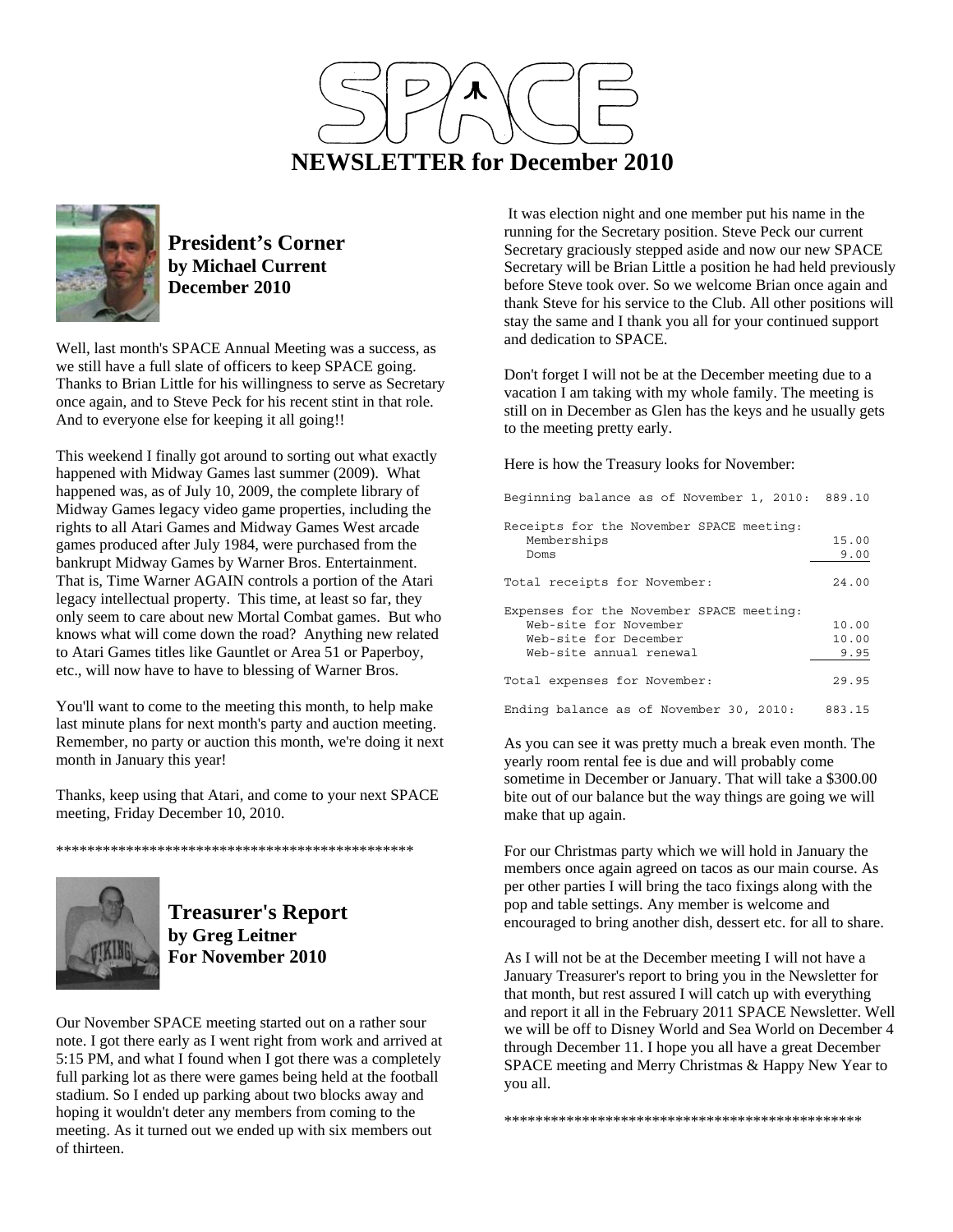# NEWSLETTER for December 2010

## President's Corner
**by Michael Current**
**December 2010**

Well, last month's SPACE Annual Meeting was a success, as we still have a full slate of officers to keep SPACE going. Thanks to Brian Little for his willingness to serve as Secretary once again, and to Steve Peck for his recent stint in that role. And to everyone else for keeping it all going!!

This weekend I finally got around to sorting out what exactly happened with Midway Games last summer (2009). What happened was, as of July 10, 2009, the complete library of Midway Games legacy video game properties, including the rights to all Atari Games and Midway Games West arcade games produced after July 1984, were purchased from the bankrupt Midway Games by Warner Bros. Entertainment. That is, Time Warner AGAIN controls a portion of the Atari legacy intellectual property. This time, at least so far, they only seem to care about new Mortal Combat games. But who knows what will come down the road? Anything new related to Atari Games titles like Gauntlet or Area 51 or Paperboy, etc., will now have to have to blessing of Warner Bros.

You'll want to come to the meeting this month, to help make last minute plans for next month's party and auction meeting. Remember, no party or auction this month, we're doing it next month in January this year!

Thanks, keep using that Atari, and come to your next SPACE meeting, Friday December 10, 2010.

***********************************************

## Treasurer's Report
**by Greg Leitner**
**For November 2010**

Our November SPACE meeting started out on a rather sour note. I got there early as I went right from work and arrived at 5:15 PM, and what I found when I got there was a completely full parking lot as there were games being held at the football stadium. So I ended up parking about two blocks away and hoping it wouldn't deter any members from coming to the meeting. As it turned out we ended up with six members out of thirteen.

It was election night and one member put his name in the running for the Secretary position. Steve Peck our current Secretary graciously stepped aside and now our new SPACE Secretary will be Brian Little a position he had held previously before Steve took over. So we welcome Brian once again and thank Steve for his service to the Club. All other positions will stay the same and I thank you all for your continued support and dedication to SPACE.

Don't forget I will not be at the December meeting due to a vacation I am taking with my whole family. The meeting is still on in December as Glen has the keys and he usually gets to the meeting pretty early.

Here is how the Treasury looks for November:

```
Beginning balance as of November 1, 2010:  889.10

Receipts for the November SPACE meeting:
   Memberships                              15.00
   Doms                                      9.00

Total receipts for November:                24.00

Expenses for the November SPACE meeting:
   Web-site for November                    10.00
   Web-site for December                    10.00
   Web-site annual renewal                   9.95

Total expenses for November:                29.95

Ending balance as of November 30, 2010:    883.15
```

As you can see it was pretty much a break even month. The yearly room rental fee is due and will probably come sometime in December or January. That will take a $300.00 bite out of our balance but the way things are going we will make that up again.

For our Christmas party which we will hold in January the members once again agreed on tacos as our main course. As per other parties I will bring the taco fixings along with the pop and table settings. Any member is welcome and encouraged to bring another dish, dessert etc. for all to share.

As I will not be at the December meeting I will not have a January Treasurer's report to bring you in the Newsletter for that month, but rest assured I will catch up with everything and report it all in the February 2011 SPACE Newsletter. Well we will be off to Disney World and Sea World on December 4 through December 11. I hope you all have a great December SPACE meeting and Merry Christmas & Happy New Year to you all.

***********************************************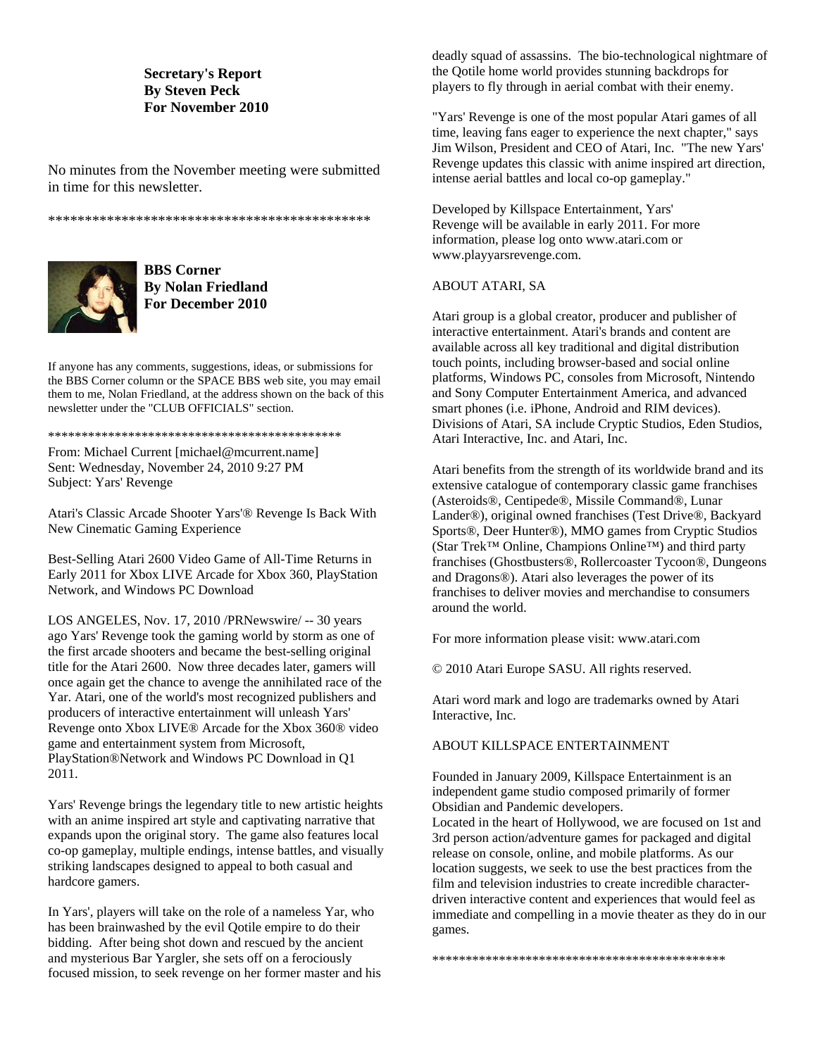**Secretary's Report**
**By Steven Peck**
**For November 2010**

No minutes from the November meeting were submitted in time for this newsletter.

*********************************************

**BBS Corner**
**By Nolan Friedland**
**For December 2010**

If anyone has any comments, suggestions, ideas, or submissions for the BBS Corner column or the SPACE BBS web site, you may email them to me, Nolan Friedland, at the address shown on the back of this newsletter under the "CLUB OFFICIALS" section.

*********************************************

From: Michael Current [michael@mcurrent.name]
Sent: Wednesday, November 24, 2010 9:27 PM
Subject: Yars' Revenge

Atari's Classic Arcade Shooter Yars'® Revenge Is Back With New Cinematic Gaming Experience

Best-Selling Atari 2600 Video Game of All-Time Returns in Early 2011 for Xbox LIVE Arcade for Xbox 360, PlayStation Network, and Windows PC Download

LOS ANGELES, Nov. 17, 2010 /PRNewswire/ -- 30 years ago Yars' Revenge took the gaming world by storm as one of the first arcade shooters and became the best-selling original title for the Atari 2600. Now three decades later, gamers will once again get the chance to avenge the annihilated race of the Yar. Atari, one of the world's most recognized publishers and producers of interactive entertainment will unleash Yars' Revenge onto Xbox LIVE® Arcade for the Xbox 360® video game and entertainment system from Microsoft, PlayStation®Network and Windows PC Download in Q1 2011.

Yars' Revenge brings the legendary title to new artistic heights with an anime inspired art style and captivating narrative that expands upon the original story. The game also features local co-op gameplay, multiple endings, intense battles, and visually striking landscapes designed to appeal to both casual and hardcore gamers.

In Yars', players will take on the role of a nameless Yar, who has been brainwashed by the evil Qotile empire to do their bidding. After being shot down and rescued by the ancient and mysterious Bar Yargler, she sets off on a ferociously focused mission, to seek revenge on her former master and his deadly squad of assassins. The bio-technological nightmare of the Qotile home world provides stunning backdrops for players to fly through in aerial combat with their enemy.

"Yars' Revenge is one of the most popular Atari games of all time, leaving fans eager to experience the next chapter," says Jim Wilson, President and CEO of Atari, Inc. "The new Yars' Revenge updates this classic with anime inspired art direction, intense aerial battles and local co-op gameplay."

Developed by Killspace Entertainment, Yars' Revenge will be available in early 2011. For more information, please log onto www.atari.com or www.playyarsrevenge.com.

ABOUT ATARI, SA

Atari group is a global creator, producer and publisher of interactive entertainment. Atari's brands and content are available across all key traditional and digital distribution touch points, including browser-based and social online platforms, Windows PC, consoles from Microsoft, Nintendo and Sony Computer Entertainment America, and advanced smart phones (i.e. iPhone, Android and RIM devices). Divisions of Atari, SA include Cryptic Studios, Eden Studios, Atari Interactive, Inc. and Atari, Inc.

Atari benefits from the strength of its worldwide brand and its extensive catalogue of contemporary classic game franchises (Asteroids®, Centipede®, Missile Command®, Lunar Lander®), original owned franchises (Test Drive®, Backyard Sports®, Deer Hunter®), MMO games from Cryptic Studios (Star Trek™ Online, Champions Online™) and third party franchises (Ghostbusters®, Rollercoaster Tycoon®, Dungeons and Dragons®). Atari also leverages the power of its franchises to deliver movies and merchandise to consumers around the world.

For more information please visit: www.atari.com

© 2010 Atari Europe SASU. All rights reserved.

Atari word mark and logo are trademarks owned by Atari Interactive, Inc.

ABOUT KILLSPACE ENTERTAINMENT

Founded in January 2009, Killspace Entertainment is an independent game studio composed primarily of former Obsidian and Pandemic developers.
Located in the heart of Hollywood, we are focused on 1st and 3rd person action/adventure games for packaged and digital release on console, online, and mobile platforms. As our location suggests, we seek to use the best practices from the film and television industries to create incredible character-driven interactive content and experiences that would feel as immediate and compelling in a movie theater as they do in our games.

*********************************************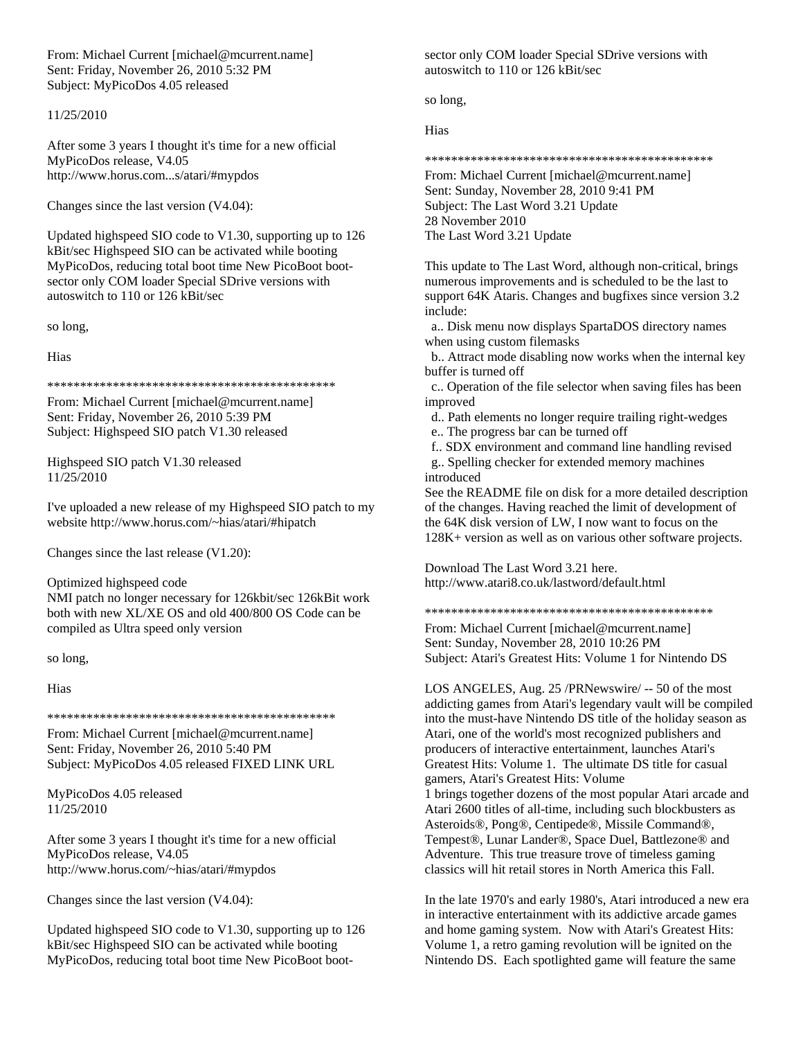From: Michael Current [michael@mcurrent.name]
Sent: Friday, November 26, 2010 5:32 PM
Subject: MyPicoDos 4.05 released

11/25/2010

After some 3 years I thought it's time for a new official MyPicoDos release, V4.05
http://www.horus.com...s/atari/#mypdos

Changes since the last version (V4.04):

Updated highspeed SIO code to V1.30, supporting up to 126 kBit/sec Highspeed SIO can be activated while booting MyPicoDos, reducing total boot time New PicoBoot boot-sector only COM loader Special SDrive versions with autoswitch to 110 or 126 kBit/sec

so long,

Hias

*********************************************

From: Michael Current [michael@mcurrent.name]
Sent: Friday, November 26, 2010 5:39 PM
Subject: Highspeed SIO patch V1.30 released

Highspeed SIO patch V1.30 released
11/25/2010

I've uploaded a new release of my Highspeed SIO patch to my website http://www.horus.com/~hias/atari/#hipatch

Changes since the last release (V1.20):

Optimized highspeed code
NMI patch no longer necessary for 126kbit/sec 126kBit work both with new XL/XE OS and old 400/800 OS Code can be compiled as Ultra speed only version

so long,

Hias

*********************************************

From: Michael Current [michael@mcurrent.name]
Sent: Friday, November 26, 2010 5:40 PM
Subject: MyPicoDos 4.05 released FIXED LINK URL

MyPicoDos 4.05 released
11/25/2010

After some 3 years I thought it's time for a new official MyPicoDos release, V4.05
http://www.horus.com/~hias/atari/#mypdos

Changes since the last version (V4.04):

Updated highspeed SIO code to V1.30, supporting up to 126 kBit/sec Highspeed SIO can be activated while booting MyPicoDos, reducing total boot time New PicoBoot boot-sector only COM loader Special SDrive versions with autoswitch to 110 or 126 kBit/sec

so long,

Hias

*********************************************

From: Michael Current [michael@mcurrent.name]
Sent: Sunday, November 28, 2010 9:41 PM
Subject: The Last Word 3.21 Update
28 November 2010
The Last Word 3.21 Update

This update to The Last Word, although non-critical, brings numerous improvements and is scheduled to be the last to support 64K Ataris. Changes and bugfixes since version 3.2 include:

a.. Disk menu now displays SpartaDOS directory names when using custom filemasks
b.. Attract mode disabling now works when the internal key buffer is turned off
c.. Operation of the file selector when saving files has been improved
d.. Path elements no longer require trailing right-wedges
e.. The progress bar can be turned off
f.. SDX environment and command line handling revised
g.. Spelling checker for extended memory machines introduced

See the README file on disk for a more detailed description of the changes. Having reached the limit of development of the 64K disk version of LW, I now want to focus on the 128K+ version as well as on various other software projects.

Download The Last Word 3.21 here.
http://www.atari8.co.uk/lastword/default.html

*********************************************

From: Michael Current [michael@mcurrent.name]
Sent: Sunday, November 28, 2010 10:26 PM
Subject: Atari's Greatest Hits: Volume 1 for Nintendo DS

LOS ANGELES, Aug. 25 /PRNewswire/ -- 50 of the most addicting games from Atari's legendary vault will be compiled into the must-have Nintendo DS title of the holiday season as Atari, one of the world's most recognized publishers and producers of interactive entertainment, launches Atari's Greatest Hits: Volume 1. The ultimate DS title for casual gamers, Atari's Greatest Hits: Volume 1 brings together dozens of the most popular Atari arcade and Atari 2600 titles of all-time, including such blockbusters as Asteroids®, Pong®, Centipede®, Missile Command®, Tempest®, Lunar Lander®, Space Duel, Battlezone® and Adventure. This true treasure trove of timeless gaming classics will hit retail stores in North America this Fall.

In the late 1970's and early 1980's, Atari introduced a new era in interactive entertainment with its addictive arcade games and home gaming system. Now with Atari's Greatest Hits: Volume 1, a retro gaming revolution will be ignited on the Nintendo DS. Each spotlighted game will feature the same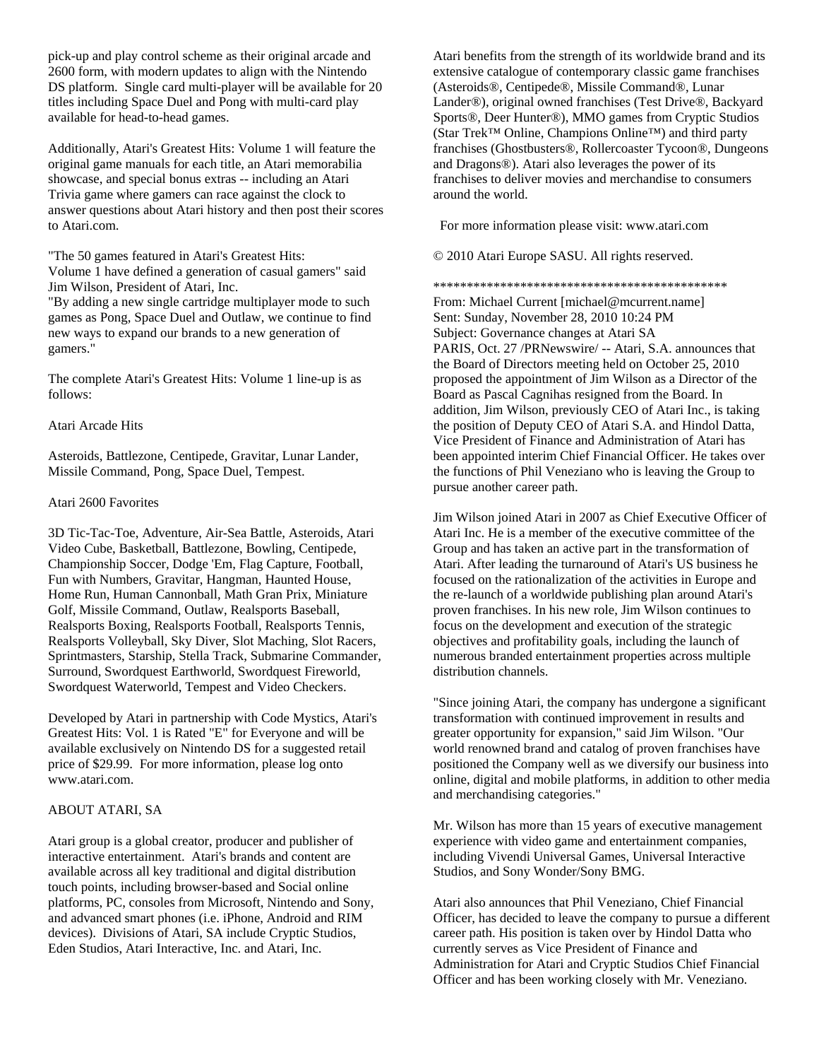pick-up and play control scheme as their original arcade and 2600 form, with modern updates to align with the Nintendo DS platform. Single card multi-player will be available for 20 titles including Space Duel and Pong with multi-card play available for head-to-head games.

Additionally, Atari's Greatest Hits: Volume 1 will feature the original game manuals for each title, an Atari memorabilia showcase, and special bonus extras -- including an Atari Trivia game where gamers can race against the clock to answer questions about Atari history and then post their scores to Atari.com.

"The 50 games featured in Atari's Greatest Hits: Volume 1 have defined a generation of casual gamers" said Jim Wilson, President of Atari, Inc.
"By adding a new single cartridge multiplayer mode to such games as Pong, Space Duel and Outlaw, we continue to find new ways to expand our brands to a new generation of gamers."

The complete Atari's Greatest Hits: Volume 1 line-up is as follows:

Atari Arcade Hits

Asteroids, Battlezone, Centipede, Gravitar, Lunar Lander, Missile Command, Pong, Space Duel, Tempest.

Atari 2600 Favorites

3D Tic-Tac-Toe, Adventure, Air-Sea Battle, Asteroids, Atari Video Cube, Basketball, Battlezone, Bowling, Centipede, Championship Soccer, Dodge 'Em, Flag Capture, Football, Fun with Numbers, Gravitar, Hangman, Haunted House, Home Run, Human Cannonball, Math Gran Prix, Miniature Golf, Missile Command, Outlaw, Realsports Baseball, Realsports Boxing, Realsports Football, Realsports Tennis, Realsports Volleyball, Sky Diver, Slot Maching, Slot Racers, Sprintmasters, Starship, Stella Track, Submarine Commander, Surround, Swordquest Earthworld, Swordquest Fireworld, Swordquest Waterworld, Tempest and Video Checkers.

Developed by Atari in partnership with Code Mystics, Atari's Greatest Hits: Vol. 1 is Rated "E" for Everyone and will be available exclusively on Nintendo DS for a suggested retail price of $29.99. For more information, please log onto www.atari.com.

ABOUT ATARI, SA

Atari group is a global creator, producer and publisher of interactive entertainment. Atari's brands and content are available across all key traditional and digital distribution touch points, including browser-based and Social online platforms, PC, consoles from Microsoft, Nintendo and Sony, and advanced smart phones (i.e. iPhone, Android and RIM devices). Divisions of Atari, SA include Cryptic Studios, Eden Studios, Atari Interactive, Inc. and Atari, Inc.

Atari benefits from the strength of its worldwide brand and its extensive catalogue of contemporary classic game franchises (Asteroids®, Centipede®, Missile Command®, Lunar Lander®), original owned franchises (Test Drive®, Backyard Sports®, Deer Hunter®), MMO games from Cryptic Studios (Star Trek™ Online, Champions Online™) and third party franchises (Ghostbusters®, Rollercoaster Tycoon®, Dungeons and Dragons®). Atari also leverages the power of its franchises to deliver movies and merchandise to consumers around the world.

For more information please visit: www.atari.com

© 2010 Atari Europe SASU. All rights reserved.

********************************************
From: Michael Current [michael@mcurrent.name]
Sent: Sunday, November 28, 2010 10:24 PM
Subject: Governance changes at Atari SA
PARIS, Oct. 27 /PRNewswire/ -- Atari, S.A. announces that the Board of Directors meeting held on October 25, 2010 proposed the appointment of Jim Wilson as a Director of the Board as Pascal Cagnihas resigned from the Board. In addition, Jim Wilson, previously CEO of Atari Inc., is taking the position of Deputy CEO of Atari S.A. and Hindol Datta, Vice President of Finance and Administration of Atari has been appointed interim Chief Financial Officer. He takes over the functions of Phil Veneziano who is leaving the Group to pursue another career path.

Jim Wilson joined Atari in 2007 as Chief Executive Officer of Atari Inc. He is a member of the executive committee of the Group and has taken an active part in the transformation of Atari. After leading the turnaround of Atari's US business he focused on the rationalization of the activities in Europe and the re-launch of a worldwide publishing plan around Atari's proven franchises. In his new role, Jim Wilson continues to focus on the development and execution of the strategic objectives and profitability goals, including the launch of numerous branded entertainment properties across multiple distribution channels.

"Since joining Atari, the company has undergone a significant transformation with continued improvement in results and greater opportunity for expansion," said Jim Wilson. "Our world renowned brand and catalog of proven franchises have positioned the Company well as we diversify our business into online, digital and mobile platforms, in addition to other media and merchandising categories."

Mr. Wilson has more than 15 years of executive management experience with video game and entertainment companies, including Vivendi Universal Games, Universal Interactive Studios, and Sony Wonder/Sony BMG.

Atari also announces that Phil Veneziano, Chief Financial Officer, has decided to leave the company to pursue a different career path. His position is taken over by Hindol Datta who currently serves as Vice President of Finance and Administration for Atari and Cryptic Studios Chief Financial Officer and has been working closely with Mr. Veneziano.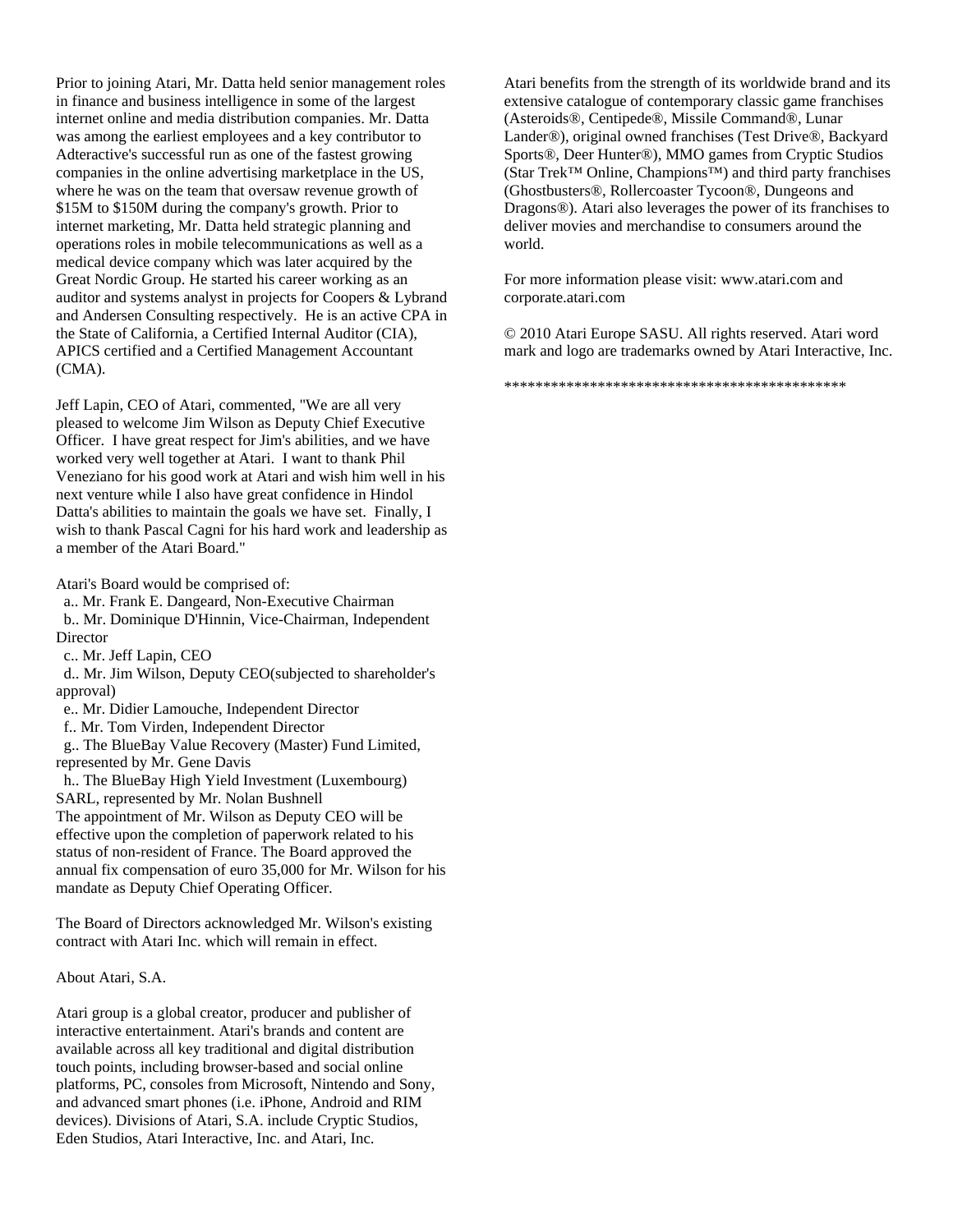Prior to joining Atari, Mr. Datta held senior management roles in finance and business intelligence in some of the largest internet online and media distribution companies. Mr. Datta was among the earliest employees and a key contributor to Adteractive's successful run as one of the fastest growing companies in the online advertising marketplace in the US, where he was on the team that oversaw revenue growth of $15M to $150M during the company's growth. Prior to internet marketing, Mr. Datta held strategic planning and operations roles in mobile telecommunications as well as a medical device company which was later acquired by the Great Nordic Group. He started his career working as an auditor and systems analyst in projects for Coopers & Lybrand and Andersen Consulting respectively. He is an active CPA in the State of California, a Certified Internal Auditor (CIA), APICS certified and a Certified Management Accountant (CMA).

Jeff Lapin, CEO of Atari, commented, "We are all very pleased to welcome Jim Wilson as Deputy Chief Executive Officer. I have great respect for Jim's abilities, and we have worked very well together at Atari. I want to thank Phil Veneziano for his good work at Atari and wish him well in his next venture while I also have great confidence in Hindol Datta's abilities to maintain the goals we have set. Finally, I wish to thank Pascal Cagni for his hard work and leadership as a member of the Atari Board."

Atari's Board would be comprised of:

a.. Mr. Frank E. Dangeard, Non-Executive Chairman
b.. Mr. Dominique D'Hinnin, Vice-Chairman, Independent Director
c.. Mr. Jeff Lapin, CEO
d.. Mr. Jim Wilson, Deputy CEO(subjected to shareholder's approval)
e.. Mr. Didier Lamouche, Independent Director
f.. Mr. Tom Virden, Independent Director
g.. The BlueBay Value Recovery (Master) Fund Limited, represented by Mr. Gene Davis
h.. The BlueBay High Yield Investment (Luxembourg) SARL, represented by Mr. Nolan Bushnell

The appointment of Mr. Wilson as Deputy CEO will be effective upon the completion of paperwork related to his status of non-resident of France. The Board approved the annual fix compensation of euro 35,000 for Mr. Wilson for his mandate as Deputy Chief Operating Officer.

The Board of Directors acknowledged Mr. Wilson's existing contract with Atari Inc. which will remain in effect.

About Atari, S.A.

Atari group is a global creator, producer and publisher of interactive entertainment. Atari's brands and content are available across all key traditional and digital distribution touch points, including browser-based and social online platforms, PC, consoles from Microsoft, Nintendo and Sony, and advanced smart phones (i.e. iPhone, Android and RIM devices). Divisions of Atari, S.A. include Cryptic Studios, Eden Studios, Atari Interactive, Inc. and Atari, Inc.

Atari benefits from the strength of its worldwide brand and its extensive catalogue of contemporary classic game franchises (Asteroids®, Centipede®, Missile Command®, Lunar Lander®), original owned franchises (Test Drive®, Backyard Sports®, Deer Hunter®), MMO games from Cryptic Studios (Star Trek™ Online, Champions™) and third party franchises (Ghostbusters®, Rollercoaster Tycoon®, Dungeons and Dragons®). Atari also leverages the power of its franchises to deliver movies and merchandise to consumers around the world.

For more information please visit: www.atari.com and corporate.atari.com

© 2010 Atari Europe SASU. All rights reserved. Atari word mark and logo are trademarks owned by Atari Interactive, Inc.

**********************************************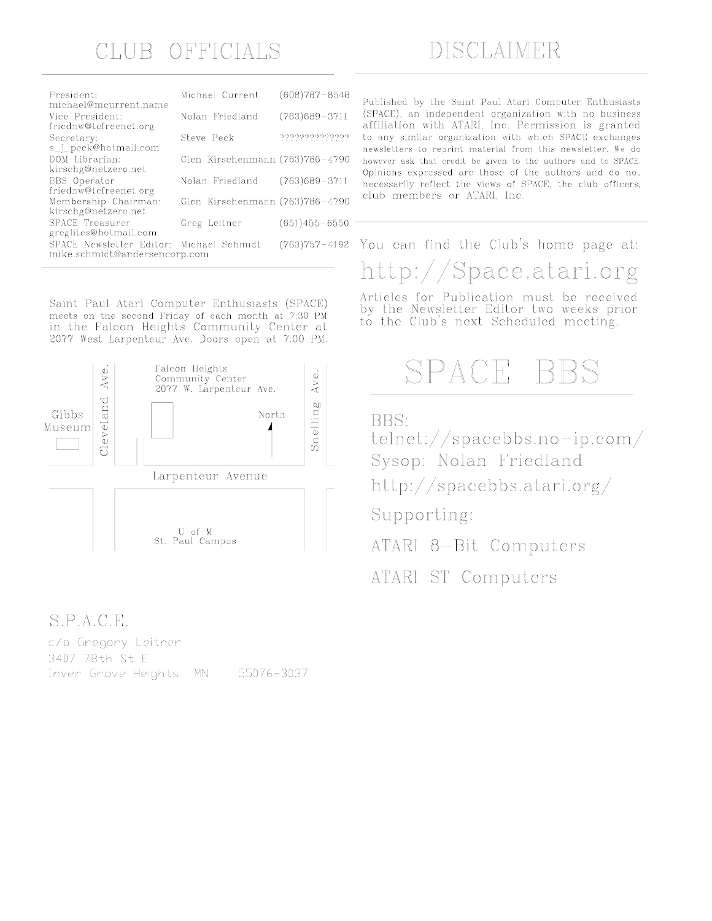# CLUB OFFICIALS

| | | |
|---|---|---|
| President: michael@mcurrent.name | Michael Current | (608)787-8548 |
| Vice President: friednw@tcfreenet.org | Nolan Friedland | (763)689-3711 |
| Secretary: s_j_peck@hotmail.com | Steve Peck | ?????????????? |
| DOM Librarian: kirschg@netzero.net | Glen Kirschenmann | (763)786-4790 |
| BBS Operator friednw@tcfreenet.org | Nolan Friedland | (763)689-3711 |
| Membership Chairman: kirschg@netzero.net | Glen Kirschenmann | (763)786-4790 |
| SPACE Treasurer greglites@hotmail.com | Greg Leitner | (651)455-6550 |
| SPACE Newsletter Editor: mike.schmidt@andersencorp.com | Michael Schmidt | (763)757-4192 |

Saint Paul Atari Computer Enthusiasts (SPACE) meets on the second Friday of each month at 7:30 PM in the Falcon Heights Community Center at 2077 West Larpenteur Ave. Doors open at 7:00 PM.

Falcon Heights Community Center 2077 W. Larpenteur Ave.

Gibbs Museum

Cleveland Ave.

North

Snelling Ave.

Larpenteur Avenue

U of M St. Paul Campus

# DISCLAIMER

Published by the Saint Paul Atari Computer Enthusiasts (SPACE), an independent organization with no business affiliation with ATARI, Inc. Permission is granted to any similar organization with which SPACE exchanges newsletters to reprint material from this newsletter. We do however ask that credit be given to the authors and to SPACE. Opinions expressed are those of the authors and do not necessarily reflect the views of SPACE, the club officers, club members or ATARI, Inc.

You can find the Club's home page at:

http://Space.atari.org

Articles for Publication must be received by the Newsletter Editor two weeks prior to the Club's next Scheduled meeting.

# SPACE BBS

BBS:
telnet://spacebbs.no-ip.com/
Sysop: Nolan Friedland
http://spacebbs.atari.org/

Supporting:

ATARI 8-Bit Computers

ATARI ST Computers

S.P.A.C.E.
c/o Gregory Leitner
3407 78th St E
Inver Grove Heights MN 55076-3037